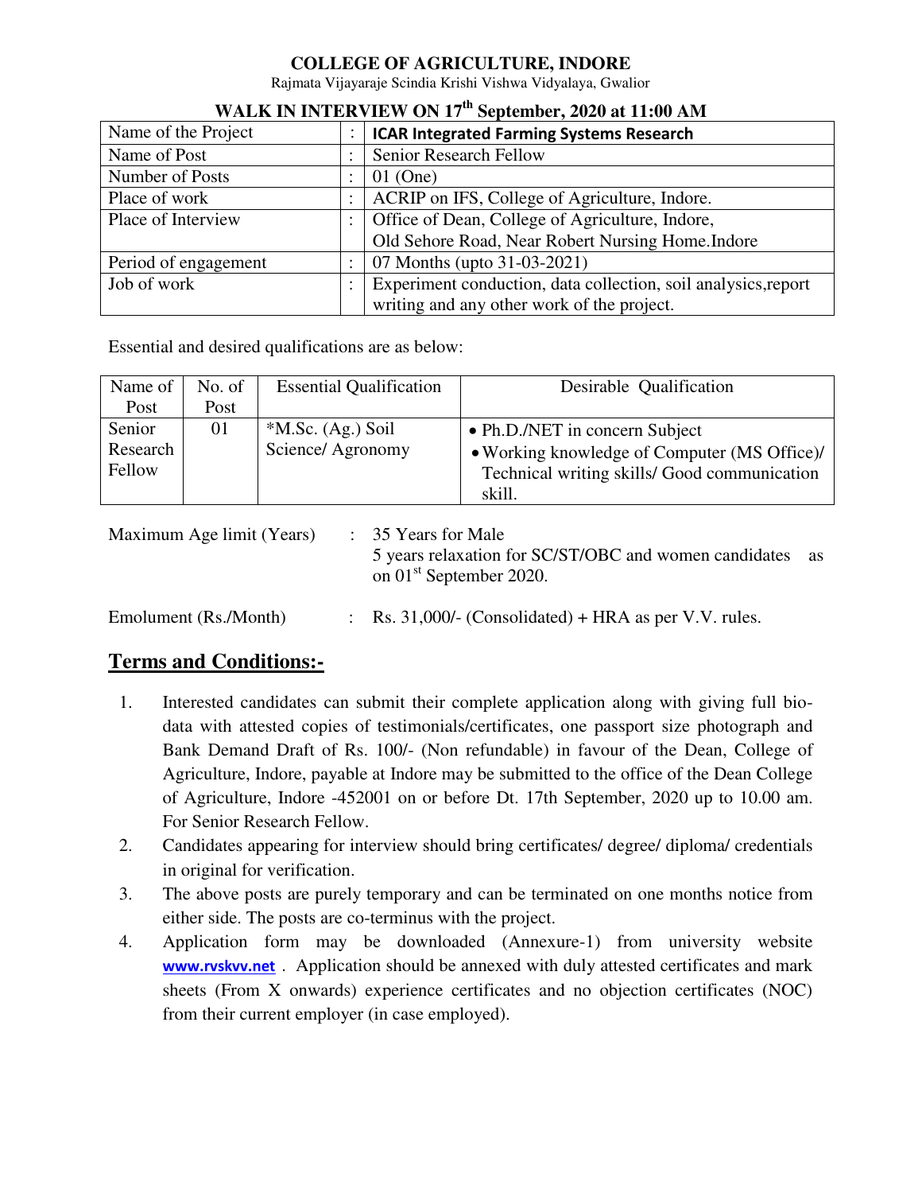# COLLEGE OF AGRICULTURE, INDORE

Rajmata Vijayaraje Scindia Krishi Vishwa Vidyalaya, Gwalior

## WALK IN INTERVIEW ON 17th September, 2020 at 11:00 AM

| | | |
|---|---|---|
| Name of the Project | : | **ICAR Integrated Farming Systems Research** |
| Name of Post | : | Senior Research Fellow |
| Number of Posts | : | 01 (One) |
| Place of work | : | ACRIP on IFS, College of Agriculture, Indore. |
| Place of Interview | : | Office of Dean, College of Agriculture, Indore, Old Sehore Road, Near Robert Nursing Home.Indore |
| Period of engagement | : | 07 Months (upto 31-03-2021) |
| Job of work | : | Experiment conduction, data collection, soil analysics,report writing and any other work of the project. |

Essential and desired qualifications are as below:

| Name of Post | No. of Post | Essential Qualification | Desirable Qualification |
|---|---|---|---|
| Senior Research Fellow | 01 | *M.Sc. (Ag.) Soil Science/ Agronomy | • Ph.D./NET in concern Subject<br>• Working knowledge of Computer (MS Office)/ Technical writing skills/ Good communication skill. |

| | | |
|---|---|---|
| Maximum Age limit (Years) | : | 35 Years for Male<br>5 years relaxation for SC/ST/OBC and women candidates as on 01st September 2020. |
| Emolument (Rs./Month) | : | Rs. 31,000/- (Consolidated) + HRA as per V.V. rules. |

## Terms and Conditions:-

1. Interested candidates can submit their complete application along with giving full bio-data with attested copies of testimonials/certificates, one passport size photograph and Bank Demand Draft of Rs. 100/- (Non refundable) in favour of the Dean, College of Agriculture, Indore, payable at Indore may be submitted to the office of the Dean College of Agriculture, Indore -452001 on or before Dt. 17th September, 2020 up to 10.00 am. For Senior Research Fellow.
2. Candidates appearing for interview should bring certificates/ degree/ diploma/ credentials in original for verification.
3. The above posts are purely temporary and can be terminated on one months notice from either side. The posts are co-terminus with the project.
4. Application form may be downloaded (Annexure-1) from university website **www.rvskvv.net** . Application should be annexed with duly attested certificates and mark sheets (From X onwards) experience certificates and no objection certificates (NOC) from their current employer (in case employed).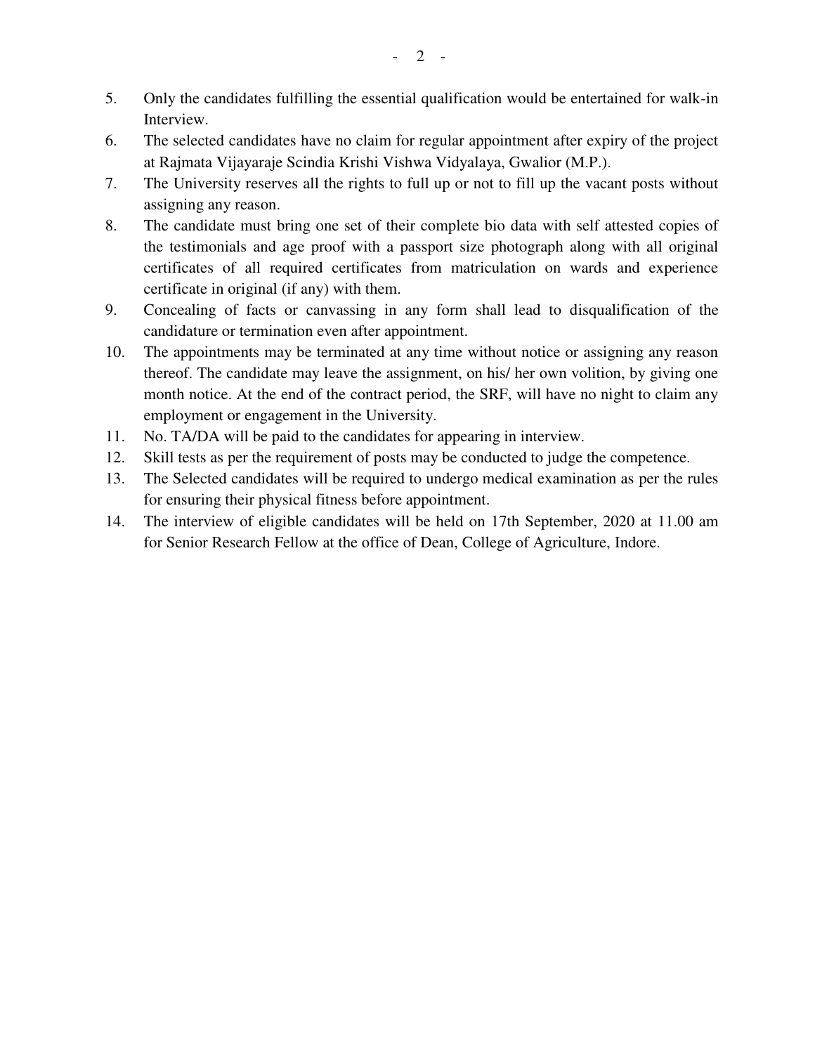5. Only the candidates fulfilling the essential qualification would be entertained for walk-in Interview.
6. The selected candidates have no claim for regular appointment after expiry of the project at Rajmata Vijayaraje Scindia Krishi Vishwa Vidyalaya, Gwalior (M.P.).
7. The University reserves all the rights to full up or not to fill up the vacant posts without assigning any reason.
8. The candidate must bring one set of their complete bio data with self attested copies of the testimonials and age proof with a passport size photograph along with all original certificates of all required certificates from matriculation on wards and experience certificate in original (if any) with them.
9. Concealing of facts or canvassing in any form shall lead to disqualification of the candidature or termination even after appointment.
10. The appointments may be terminated at any time without notice or assigning any reason thereof. The candidate may leave the assignment, on his/ her own volition, by giving one month notice. At the end of the contract period, the SRF, will have no night to claim any employment or engagement in the University.
11. No. TA/DA will be paid to the candidates for appearing in interview.
12. Skill tests as per the requirement of posts may be conducted to judge the competence.
13. The Selected candidates will be required to undergo medical examination as per the rules for ensuring their physical fitness before appointment.
14. The interview of eligible candidates will be held on 17th September, 2020 at 11.00 am for Senior Research Fellow at the office of Dean, College of Agriculture, Indore.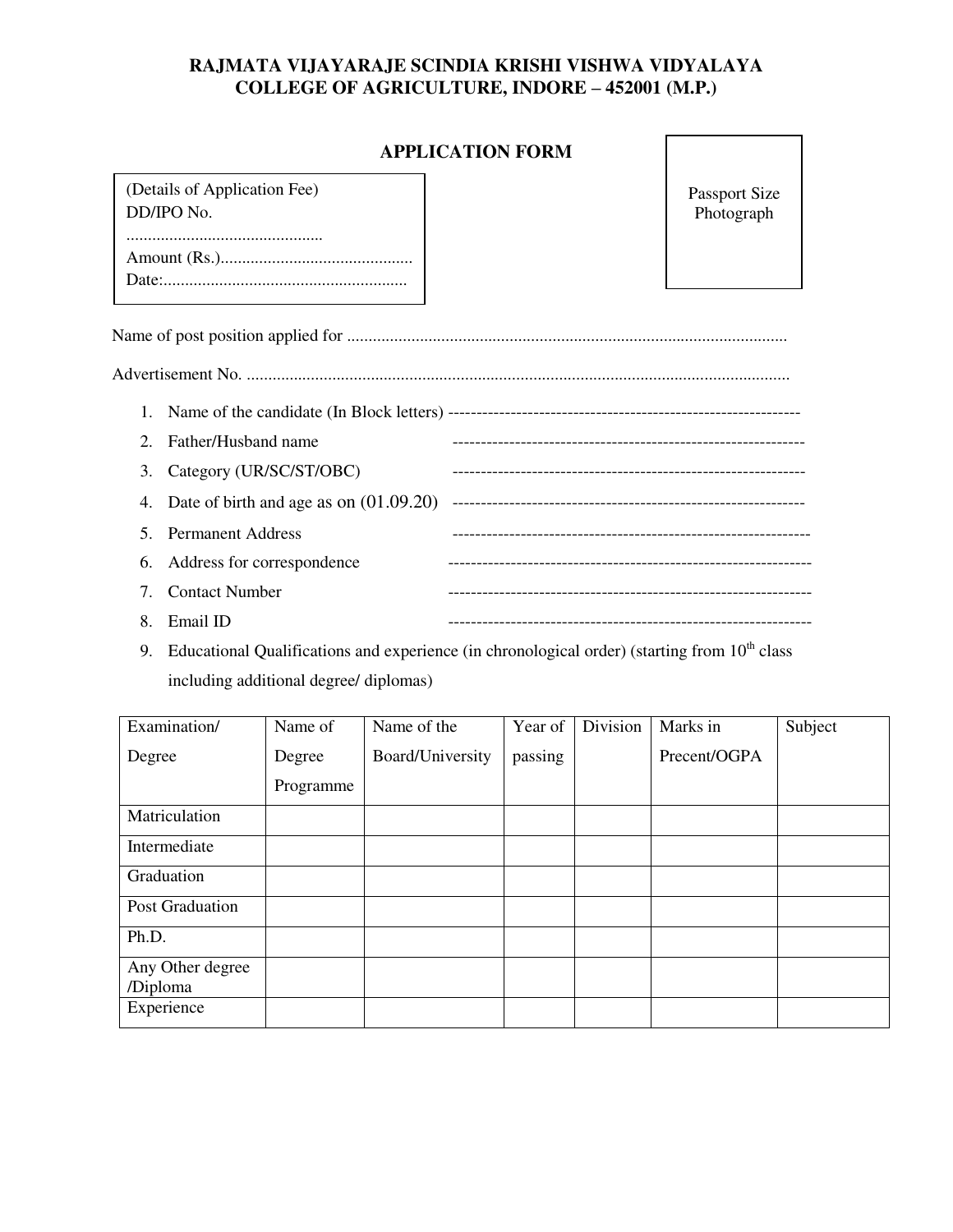**RAJMATA VIJAYARAJE SCINDIA KRISHI VISHWA VIDYALAYA**
**COLLEGE OF AGRICULTURE, INDORE – 452001 (M.P.)**

## APPLICATION FORM

(Details of Application Fee)
DD/IPO No. .............................................
Amount (Rs.).............................................
Date:.........................................................

Passport Size Photograph

Name of post position applied for ......................................................................................................

Advertisement No. .............................................................................................................................

1. Name of the candidate (In Block letters) -------------------------------------------------------------
2. Father/Husband name -------------------------------------------------------------
3. Category (UR/SC/ST/OBC) -------------------------------------------------------------
4. Date of birth and age as on (01.09.20) -------------------------------------------------------------
5. Permanent Address --------------------------------------------------------------
6. Address for correspondence ---------------------------------------------------------------
7. Contact Number ---------------------------------------------------------------
8. Email ID ---------------------------------------------------------------
9. Educational Qualifications and experience (in chronological order) (starting from 10th class including additional degree/ diplomas)

| Examination/ Degree | Name of Degree Programme | Name of the Board/University | Year of passing | Division | Marks in Precent/OGPA | Subject |
|---|---|---|---|---|---|---|
| Matriculation | | | | | | |
| Intermediate | | | | | | |
| Graduation | | | | | | |
| Post Graduation | | | | | | |
| Ph.D. | | | | | | |
| Any Other degree /Diploma | | | | | | |
| Experience | | | | | | |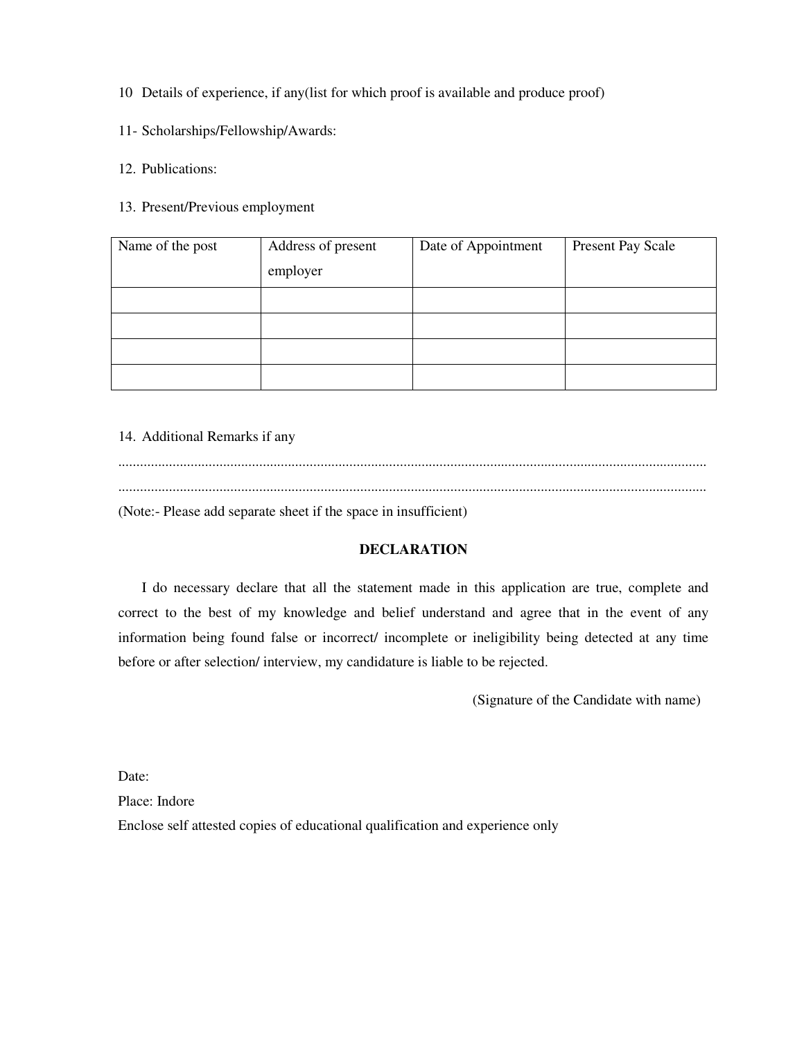10 Details of experience, if any(list for which proof is available and produce proof)

11- Scholarships/Fellowship/Awards:

12. Publications:

13. Present/Previous employment

| Name of the post | Address of present employer | Date of Appointment | Present Pay Scale |
|---|---|---|---|
| | | | |
| | | | |
| | | | |
| | | | |

14. Additional Remarks if any

.................................................................................................................................................................

.................................................................................................................................................................

(Note:- Please add separate sheet if the space in insufficient)

**DECLARATION**

I do necessary declare that all the statement made in this application are true, complete and correct to the best of my knowledge and belief understand and agree that in the event of any information being found false or incorrect/ incomplete or ineligibility being detected at any time before or after selection/ interview, my candidature is liable to be rejected.

(Signature of the Candidate with name)

Date:

Place: Indore

Enclose self attested copies of educational qualification and experience only